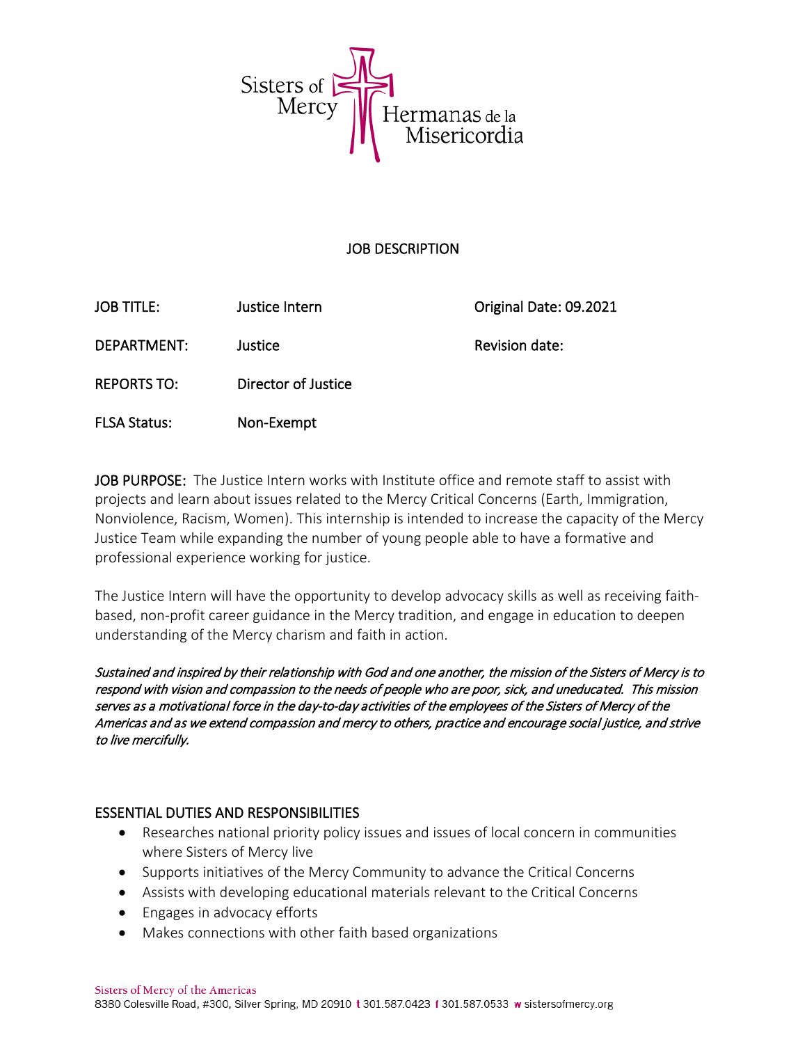Sisters of Mercy | Hermanas de la Misericordia

# JOB DESCRIPTION

| | | |
|---|---|---|
| JOB TITLE: | Justice Intern | Original Date: 09.2021 |
| DEPARTMENT: | Justice | Revision date: |
| REPORTS TO: | Director of Justice | |
| FLSA Status: | Non-Exempt | |

**JOB PURPOSE:** The Justice Intern works with Institute office and remote staff to assist with projects and learn about issues related to the Mercy Critical Concerns (Earth, Immigration, Nonviolence, Racism, Women). This internship is intended to increase the capacity of the Mercy Justice Team while expanding the number of young people able to have a formative and professional experience working for justice.

The Justice Intern will have the opportunity to develop advocacy skills as well as receiving faith-based, non-profit career guidance in the Mercy tradition, and engage in education to deepen understanding of the Mercy charism and faith in action.

*Sustained and inspired by their relationship with God and one another, the mission of the Sisters of Mercy is to respond with vision and compassion to the needs of people who are poor, sick, and uneducated. This mission serves as a motivational force in the day-to-day activities of the employees of the Sisters of Mercy of the Americas and as we extend compassion and mercy to others, practice and encourage social justice, and strive to live mercifully.*

## ESSENTIAL DUTIES AND RESPONSIBILITIES

- Researches national priority policy issues and issues of local concern in communities where Sisters of Mercy live
- Supports initiatives of the Mercy Community to advance the Critical Concerns
- Assists with developing educational materials relevant to the Critical Concerns
- Engages in advocacy efforts
- Makes connections with other faith based organizations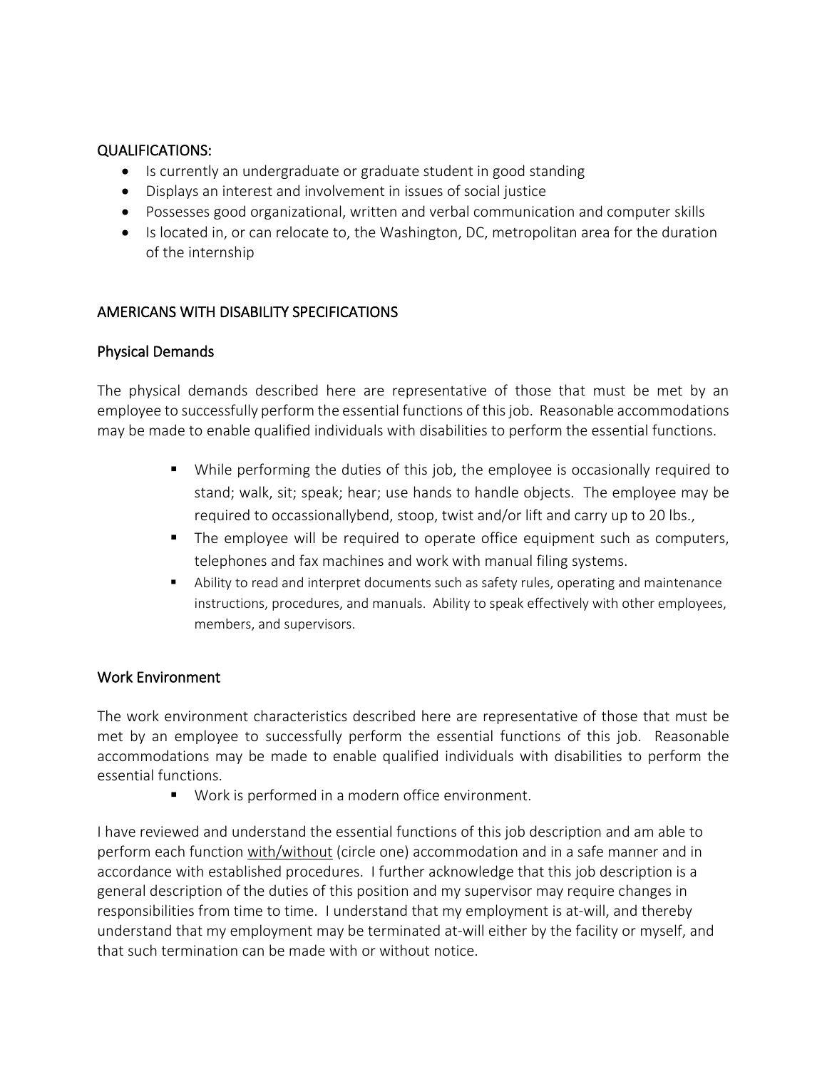## QUALIFICATIONS:

- Is currently an undergraduate or graduate student in good standing
- Displays an interest and involvement in issues of social justice
- Possesses good organizational, written and verbal communication and computer skills
- Is located in, or can relocate to, the Washington, DC, metropolitan area for the duration of the internship

## AMERICANS WITH DISABILITY SPECIFICATIONS

### Physical Demands

The physical demands described here are representative of those that must be met by an employee to successfully perform the essential functions of this job. Reasonable accommodations may be made to enable qualified individuals with disabilities to perform the essential functions.

- While performing the duties of this job, the employee is occasionally required to stand; walk, sit; speak; hear; use hands to handle objects. The employee may be required to occassionallybend, stoop, twist and/or lift and carry up to 20 lbs.,
- The employee will be required to operate office equipment such as computers, telephones and fax machines and work with manual filing systems.
- Ability to read and interpret documents such as safety rules, operating and maintenance instructions, procedures, and manuals. Ability to speak effectively with other employees, members, and supervisors.

### Work Environment

The work environment characteristics described here are representative of those that must be met by an employee to successfully perform the essential functions of this job. Reasonable accommodations may be made to enable qualified individuals with disabilities to perform the essential functions.

- Work is performed in a modern office environment.

I have reviewed and understand the essential functions of this job description and am able to perform each function <u>with/without</u> (circle one) accommodation and in a safe manner and in accordance with established procedures. I further acknowledge that this job description is a general description of the duties of this position and my supervisor may require changes in responsibilities from time to time. I understand that my employment is at-will, and thereby understand that my employment may be terminated at-will either by the facility or myself, and that such termination can be made with or without notice.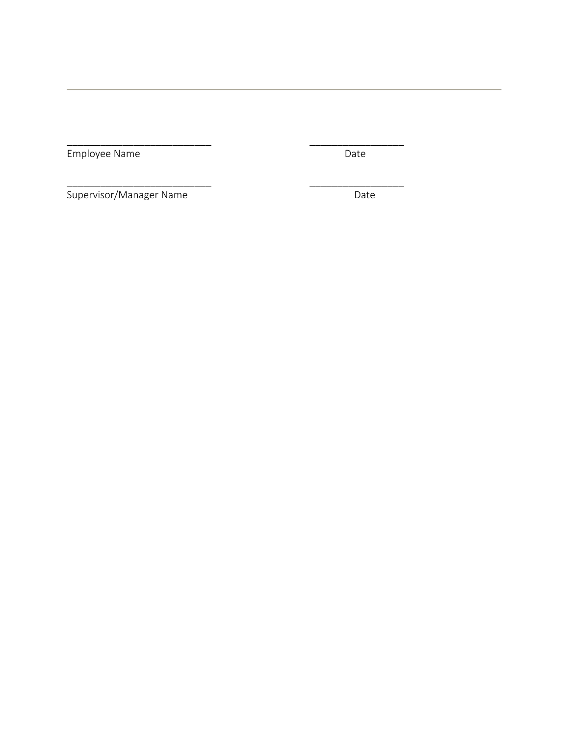---

\_\_\_\_\_\_\_\_\_\_\_\_\_\_\_\_\_\_\_\_\_\_\_\_\_\_\_ \_\_\_\_\_\_\_\_\_\_\_\_\_\_\_\_\_\_
Employee Name Date

\_\_\_\_\_\_\_\_\_\_\_\_\_\_\_\_\_\_\_\_\_\_\_\_\_\_\_ \_\_\_\_\_\_\_\_\_\_\_\_\_\_\_\_\_\_
Supervisor/Manager Name Date